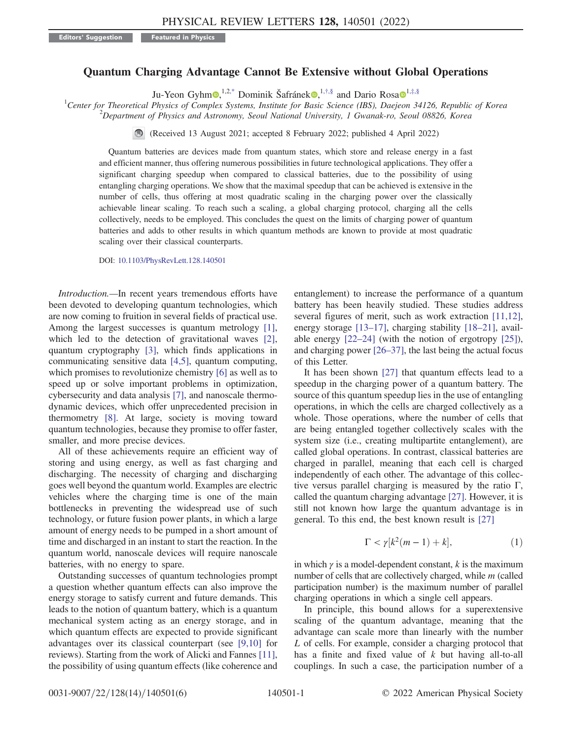Editors' Suggestion Featured in Physics

# Quantum Charging Advantage Cannot Be Extensive without Global Operations

Ju-Yeon Gyhm,[1,2,*] Dominik Šafránek,[1,†,§] and Dario Rosa[1,‡,§]

[1]Center for Theoretical Physics of Complex Systems, Institute for Basic Science (IBS), Daejeon 34126, Republic of Korea
[2]Department of Physics and Astronomy, Seoul National University, 1 Gwanak-ro, Seoul 08826, Korea

(Received 13 August 2021; accepted 8 February 2022; published 4 April 2022)

Quantum batteries are devices made from quantum states, which store and release energy in a fast and efficient manner, thus offering numerous possibilities in future technological applications. They offer a significant charging speedup when compared to classical batteries, due to the possibility of using entangling charging operations. We show that the maximal speedup that can be achieved is extensive in the number of cells, thus offering at most quadratic scaling in the charging power over the classically achievable linear scaling. To reach such a scaling, a global charging protocol, charging all the cells collectively, needs to be employed. This concludes the quest on the limits of charging power of quantum batteries and adds to other results in which quantum methods are known to provide at most quadratic scaling over their classical counterparts.

DOI: 10.1103/PhysRevLett.128.140501

*Introduction.*—In recent years tremendous efforts have been devoted to developing quantum technologies, which are now coming to fruition in several fields of practical use. Among the largest successes is quantum metrology [1], which led to the detection of gravitational waves [2], quantum cryptography [3], which finds applications in communicating sensitive data [4,5], quantum computing, which promises to revolutionize chemistry [6] as well as to speed up or solve important problems in optimization, cybersecurity and data analysis [7], and nanoscale thermodynamic devices, which offer unprecedented precision in thermometry [8]. At large, society is moving toward quantum technologies, because they promise to offer faster, smaller, and more precise devices.

All of these achievements require an efficient way of storing and using energy, as well as fast charging and discharging. The necessity of charging and discharging goes well beyond the quantum world. Examples are electric vehicles where the charging time is one of the main bottlenecks in preventing the widespread use of such technology, or future fusion power plants, in which a large amount of energy needs to be pumped in a short amount of time and discharged in an instant to start the reaction. In the quantum world, nanoscale devices will require nanoscale batteries, with no energy to spare.

Outstanding successes of quantum technologies prompt a question whether quantum effects can also improve the energy storage to satisfy current and future demands. This leads to the notion of quantum battery, which is a quantum mechanical system acting as an energy storage, and in which quantum effects are expected to provide significant advantages over its classical counterpart (see [9,10] for reviews). Starting from the work of Alicki and Fannes [11], the possibility of using quantum effects (like coherence and entanglement) to increase the performance of a quantum battery has been heavily studied. These studies address several figures of merit, such as work extraction [11,12], energy storage [13–17], charging stability [18–21], available energy [22–24] (with the notion of ergotropy [25]), and charging power [26–37], the last being the actual focus of this Letter.

It has been shown [27] that quantum effects lead to a speedup in the charging power of a quantum battery. The source of this quantum speedup lies in the use of entangling operations, in which the cells are charged collectively as a whole. Those operations, where the number of cells that are being entangled together collectively scales with the system size (i.e., creating multipartite entanglement), are called global operations. In contrast, classical batteries are charged in parallel, meaning that each cell is charged independently of each other. The advantage of this collective versus parallel charging is measured by the ratio $\Gamma$, called the quantum charging advantage [27]. However, it is still not known how large the quantum advantage is in general. To this end, the best known result is [27]

$$\Gamma < \gamma[k^2(m-1)+k], \tag{1}$$

in which $\gamma$ is a model-dependent constant, $k$ is the maximum number of cells that are collectively charged, while $m$ (called participation number) is the maximum number of parallel charging operations in which a single cell appears.

In principle, this bound allows for a superextensive scaling of the quantum advantage, meaning that the advantage can scale more than linearly with the number $L$ of cells. For example, consider a charging protocol that has a finite and fixed value of $k$ but having all-to-all couplings. In such a case, the participation number of a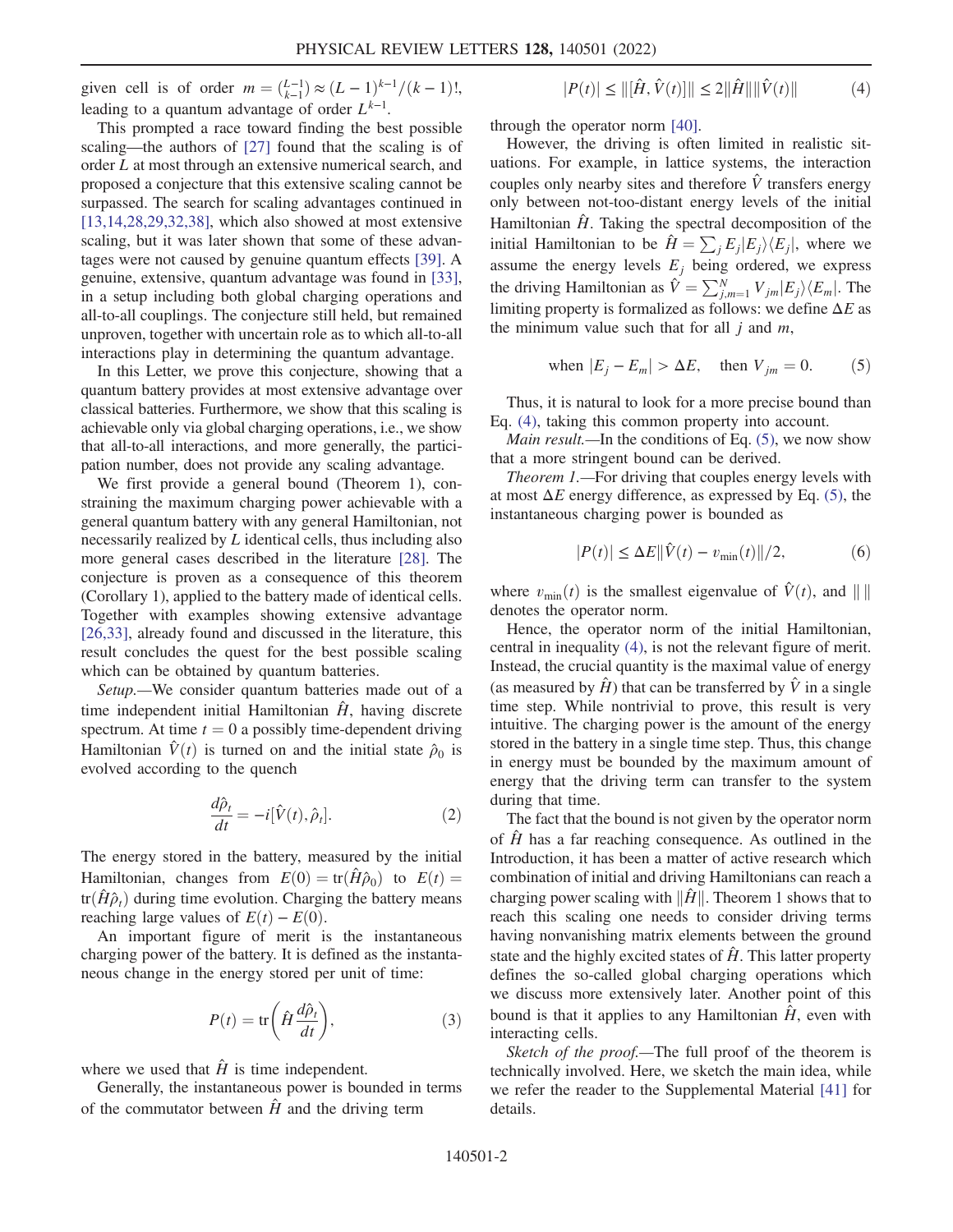given cell is of order $m = \binom{L-1}{k-1} \approx (L-1)^{k-1}/(k-1)!$, leading to a quantum advantage of order $L^{k-1}$.

This prompted a race toward finding the best possible scaling—the authors of [27] found that the scaling is of order $L$ at most through an extensive numerical search, and proposed a conjecture that this extensive scaling cannot be surpassed. The search for scaling advantages continued in [13,14,28,29,32,38], which also showed at most extensive scaling, but it was later shown that some of these advantages were not caused by genuine quantum effects [39]. A genuine, extensive, quantum advantage was found in [33], in a setup including both global charging operations and all-to-all couplings. The conjecture still held, but remained unproven, together with uncertain role as to which all-to-all interactions play in determining the quantum advantage.

In this Letter, we prove this conjecture, showing that a quantum battery provides at most extensive advantage over classical batteries. Furthermore, we show that this scaling is achievable only via global charging operations, i.e., we show that all-to-all interactions, and more generally, the participation number, does not provide any scaling advantage.

We first provide a general bound (Theorem 1), constraining the maximum charging power achievable with a general quantum battery with any general Hamiltonian, not necessarily realized by $L$ identical cells, thus including also more general cases described in the literature [28]. The conjecture is proven as a consequence of this theorem (Corollary 1), applied to the battery made of identical cells. Together with examples showing extensive advantage [26,33], already found and discussed in the literature, this result concludes the quest for the best possible scaling which can be obtained by quantum batteries.

*Setup.*—We consider quantum batteries made out of a time independent initial Hamiltonian $\hat{H}$, having discrete spectrum. At time $t = 0$ a possibly time-dependent driving Hamiltonian $\hat{V}(t)$ is turned on and the initial state $\hat{\rho}_0$ is evolved according to the quench

$$\frac{d\hat{\rho}_t}{dt} = -i[\hat{V}(t), \hat{\rho}_t]. \tag{2}$$

The energy stored in the battery, measured by the initial Hamiltonian, changes from $E(0) = \mathrm{tr}(\hat{H}\hat{\rho}_0)$ to $E(t) = \mathrm{tr}(\hat{H}\hat{\rho}_t)$ during time evolution. Charging the battery means reaching large values of $E(t) - E(0)$.

An important figure of merit is the instantaneous charging power of the battery. It is defined as the instantaneous change in the energy stored per unit of time:

$$P(t) = \mathrm{tr}\left(\hat{H}\frac{d\hat{\rho}_t}{dt}\right), \tag{3}$$

where we used that $\hat{H}$ is time independent.

Generally, the instantaneous power is bounded in terms of the commutator between $\hat{H}$ and the driving term

$$|P(t)| \leq \|[\hat{H}, \hat{V}(t)]\| \leq 2\|\hat{H}\|\|\hat{V}(t)\| \tag{4}$$

through the operator norm [40].

However, the driving is often limited in realistic situations. For example, in lattice systems, the interaction couples only nearby sites and therefore $\hat{V}$ transfers energy only between not-too-distant energy levels of the initial Hamiltonian $\hat{H}$. Taking the spectral decomposition of the initial Hamiltonian to be $\hat{H} = \sum_j E_j |E_j\rangle\langle E_j|$, where we assume the energy levels $E_j$ being ordered, we express the driving Hamiltonian as $\hat{V} = \sum_{j,m=1}^{N} V_{jm} |E_j\rangle\langle E_m|$. The limiting property is formalized as follows: we define $\Delta E$ as the minimum value such that for all $j$ and $m$,

$$\text{when } |E_j - E_m| > \Delta E, \quad \text{then } V_{jm} = 0. \tag{5}$$

Thus, it is natural to look for a more precise bound than Eq. (4), taking this common property into account.

*Main result.*—In the conditions of Eq. (5), we now show that a more stringent bound can be derived.

*Theorem 1.*—For driving that couples energy levels with at most $\Delta E$ energy difference, as expressed by Eq. (5), the instantaneous charging power is bounded as

$$|P(t)| \leq \Delta E \|\hat{V}(t) - v_{\min}(t)\|/2, \tag{6}$$

where $v_{\min}(t)$ is the smallest eigenvalue of $\hat{V}(t)$, and $\| \, \|$ denotes the operator norm.

Hence, the operator norm of the initial Hamiltonian, central in inequality (4), is not the relevant figure of merit. Instead, the crucial quantity is the maximal value of energy (as measured by $\hat{H}$) that can be transferred by $\hat{V}$ in a single time step. While nontrivial to prove, this result is very intuitive. The charging power is the amount of the energy stored in the battery in a single time step. Thus, this change in energy must be bounded by the maximum amount of energy that the driving term can transfer to the system during that time.

The fact that the bound is not given by the operator norm of $\hat{H}$ has a far reaching consequence. As outlined in the Introduction, it has been a matter of active research which combination of initial and driving Hamiltonians can reach a charging power scaling with $\|\hat{H}\|$. Theorem 1 shows that to reach this scaling one needs to consider driving terms having nonvanishing matrix elements between the ground state and the highly excited states of $\hat{H}$. This latter property defines the so-called global charging operations which we discuss more extensively later. Another point of this bound is that it applies to any Hamiltonian $\hat{H}$, even with interacting cells.

*Sketch of the proof.*—The full proof of the theorem is technically involved. Here, we sketch the main idea, while we refer the reader to the Supplemental Material [41] for details.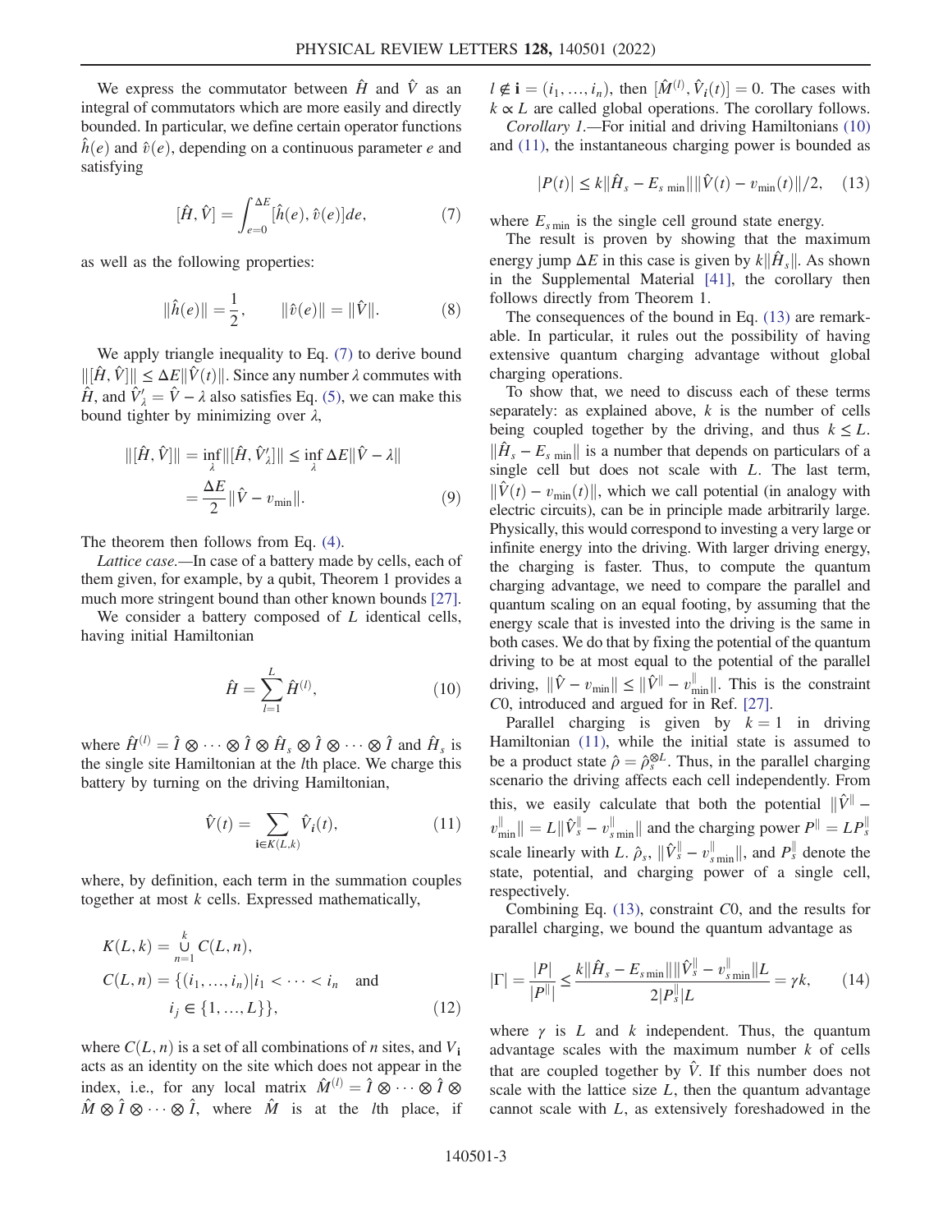We express the commutator between $\hat{H}$ and $\hat{V}$ as an integral of commutators which are more easily and directly bounded. In particular, we define certain operator functions $\hat{h}(e)$ and $\hat{v}(e)$, depending on a continuous parameter $e$ and satisfying

$$[\hat{H},\hat{V}] = \int_{e=0}^{\Delta E} [\hat{h}(e), \hat{v}(e)] de, \tag{7}$$

as well as the following properties:

$$\|\hat{h}(e)\| = \frac{1}{2}, \qquad \|\hat{v}(e)\| = \|\hat{V}\|. \tag{8}$$

We apply triangle inequality to Eq. (7) to derive bound $\|[\hat{H},\hat{V}]\| \leq \Delta E \|\hat{V}(t)\|$. Since any number $\lambda$ commutes with $\hat{H}$, and $\hat{V}'_\lambda = \hat{V} - \lambda$ also satisfies Eq. (5), we can make this bound tighter by minimizing over $\lambda$,

$$\|[\hat{H},\hat{V}]\| = \inf_\lambda \|[\hat{H},\hat{V}'_\lambda]\| \leq \inf_\lambda \Delta E \|\hat{V} - \lambda\| = \frac{\Delta E}{2}\|\hat{V} - v_{\min}\|. \tag{9}$$

The theorem then follows from Eq. (4).

*Lattice case.*—In case of a battery made by cells, each of them given, for example, by a qubit, Theorem 1 provides a much more stringent bound than other known bounds [27].

We consider a battery composed of $L$ identical cells, having initial Hamiltonian

$$\hat{H} = \sum_{l=1}^{L} \hat{H}^{(l)}, \tag{10}$$

where $\hat{H}^{(l)} = \hat{I} \otimes \cdots \otimes \hat{I} \otimes \hat{H}_s \otimes \hat{I} \otimes \cdots \otimes \hat{I}$ and $\hat{H}_s$ is the single site Hamiltonian at the $l$th place. We charge this battery by turning on the driving Hamiltonian,

$$\hat{V}(t) = \sum_{\mathbf{i} \in K(L,k)} \hat{V}_{\mathbf{i}}(t), \tag{11}$$

where, by definition, each term in the summation couples together at most $k$ cells. Expressed mathematically,

$$K(L,k) = \bigcup_{n=1}^{k} C(L,n),$$
$$C(L,n) = \{(i_1,\ldots,i_n) | i_1 < \cdots < i_n \quad \text{and} \quad i_j \in \{1,\ldots,L\}\}, \tag{12}$$

where $C(L,n)$ is a set of all combinations of $n$ sites, and $V_{\mathbf{i}}$ acts as an identity on the site which does not appear in the index, i.e., for any local matrix $\hat{M}^{(l)} = \hat{I} \otimes \cdots \otimes \hat{I} \otimes \hat{M} \otimes \hat{I} \otimes \cdots \otimes \hat{I}$, where $\hat{M}$ is at the $l$th place, if $l \notin \mathbf{i} = (i_1,\ldots,i_n)$, then $[\hat{M}^{(l)}, \hat{V}_{\mathbf{i}}(t)] = 0$. The cases with $k \propto L$ are called global operations. The corollary follows.

*Corollary 1.*—For initial and driving Hamiltonians (10) and (11), the instantaneous charging power is bounded as

$$|P(t)| \leq k\|\hat{H}_s - E_{s\,\min}\| \|\hat{V}(t) - v_{\min}(t)\|/2, \tag{13}$$

where $E_{s\,\min}$ is the single cell ground state energy.

The result is proven by showing that the maximum energy jump $\Delta E$ in this case is given by $k\|\hat{H}_s\|$. As shown in the Supplemental Material [41], the corollary then follows directly from Theorem 1.

The consequences of the bound in Eq. (13) are remarkable. In particular, it rules out the possibility of having extensive quantum charging advantage without global charging operations.

To show that, we need to discuss each of these terms separately: as explained above, $k$ is the number of cells being coupled together by the driving, and thus $k \leq L$. $\|\hat{H}_s - E_{s\,\min}\|$ is a number that depends on particulars of a single cell but does not scale with $L$. The last term, $\|\hat{V}(t) - v_{\min}(t)\|$, which we call potential (in analogy with electric circuits), can be in principle made arbitrarily large. Physically, this would correspond to investing a very large or infinite energy into the driving. With larger driving energy, the charging is faster. Thus, to compute the quantum charging advantage, we need to compare the parallel and quantum scaling on an equal footing, by assuming that the energy scale that is invested into the driving is the same in both cases. We do that by fixing the potential of the quantum driving to be at most equal to the potential of the parallel driving, $\|\hat{V} - v_{\min}\| \leq \|\hat{V}^{\|} - v^{\|}_{\min}\|$. This is the constraint $C0$, introduced and argued for in Ref. [27].

Parallel charging is given by $k = 1$ in driving Hamiltonian (11), while the initial state is assumed to be a product state $\hat{\rho} = \hat{\rho}_s^{\otimes L}$. Thus, in the parallel charging scenario the driving affects each cell independently. From this, we easily calculate that both the potential $\|\hat{V}^{\|} - v^{\|}_{\min}\| = L\|\hat{V}^{\|}_s - v^{\|}_{s\,\min}\|$ and the charging power $P^{\|} = LP^{\|}_s$ scale linearly with $L$. $\hat{\rho}_s$, $\|\hat{V}^{\|}_s - v^{\|}_{s\,\min}\|$, and $P^{\|}_s$ denote the state, potential, and charging power of a single cell, respectively.

Combining Eq. (13), constraint $C0$, and the results for parallel charging, we bound the quantum advantage as

$$|\Gamma| = \frac{|P|}{|P^{\|}|} \leq \frac{k\|\hat{H}_s - E_{s\,\min}\| \|\hat{V}^{\|}_s - v^{\|}_{s\,\min}\| L}{2|P^{\|}_s| L} = \gamma k, \tag{14}$$

where $\gamma$ is $L$ and $k$ independent. Thus, the quantum advantage scales with the maximum number $k$ of cells that are coupled together by $\hat{V}$. If this number does not scale with the lattice size $L$, then the quantum advantage cannot scale with $L$, as extensively foreshadowed in the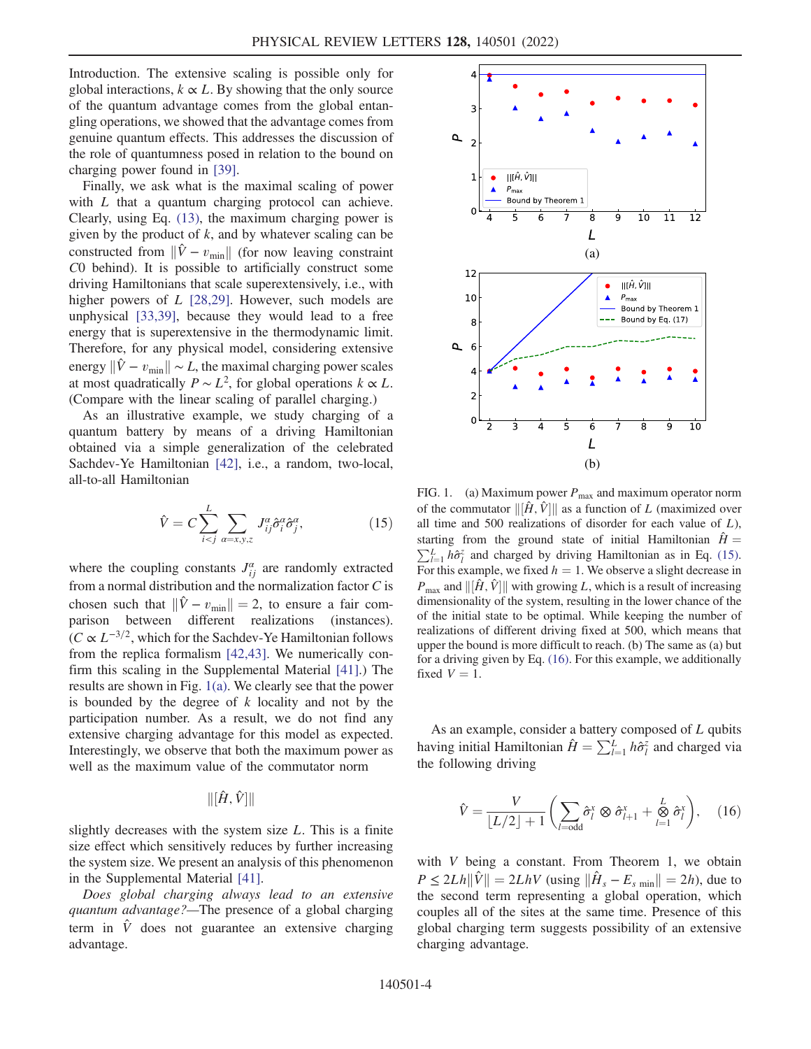Introduction. The extensive scaling is possible only for global interactions, $k \propto L$. By showing that the only source of the quantum advantage comes from the global entangling operations, we showed that the advantage comes from genuine quantum effects. This addresses the discussion of the role of quantumness posed in relation to the bound on charging power found in [39].

Finally, we ask what is the maximal scaling of power with $L$ that a quantum charging protocol can achieve. Clearly, using Eq. (13), the maximum charging power is given by the product of $k$, and by whatever scaling can be constructed from $\|\hat{V} - v_{\min}\|$ (for now leaving constraint $C0$ behind). It is possible to artificially construct some driving Hamiltonians that scale superextensively, i.e., with higher powers of $L$ [28,29]. However, such models are unphysical [33,39], because they would lead to a free energy that is superextensive in the thermodynamic limit. Therefore, for any physical model, considering extensive energy $\|\hat{V} - v_{\min}\| \sim L$, the maximal charging power scales at most quadratically $P \sim L^2$, for global operations $k \propto L$. (Compare with the linear scaling of parallel charging.)

As an illustrative example, we study charging of a quantum battery by means of a driving Hamiltonian obtained via a simple generalization of the celebrated Sachdev-Ye Hamiltonian [42], i.e., a random, two-local, all-to-all Hamiltonian

$$\hat{V} = C \sum_{i<j}^{L} \sum_{\alpha=x,y,z} J_{ij}^{\alpha} \hat{\sigma}_i^{\alpha} \hat{\sigma}_j^{\alpha}, \tag{15}$$

where the coupling constants $J_{ij}^{\alpha}$ are randomly extracted from a normal distribution and the normalization factor $C$ is chosen such that $\|\hat{V} - v_{\min}\| = 2$, to ensure a fair comparison between different realizations (instances). ($C \propto L^{-3/2}$, which for the Sachdev-Ye Hamiltonian follows from the replica formalism [42,43]. We numerically confirm this scaling in the Supplemental Material [41].) The results are shown in Fig. 1(a). We clearly see that the power is bounded by the degree of $k$ locality and not by the participation number. As a result, we do not find any extensive charging advantage for this model as expected. Interestingly, we observe that both the maximum power as well as the maximum value of the commutator norm

$$\|[\hat{H}, \hat{V}]\|$$

slightly decreases with the system size $L$. This is a finite size effect which sensitively reduces by further increasing the system size. We present an analysis of this phenomenon in the Supplemental Material [41].

*Does global charging always lead to an extensive quantum advantage?*—The presence of a global charging term in $\hat{V}$ does not guarantee an extensive charging advantage.

FIG. 1. (a) Maximum power $P_{\max}$ and maximum operator norm of the commutator $\|[\hat{H}, \hat{V}]\|$ as a function of $L$ (maximized over all time and 500 realizations of disorder for each value of $L$), starting from the ground state of initial Hamiltonian $\hat{H} = \sum_{l=1}^{L} h\hat{\sigma}_l^z$ and charged by driving Hamiltonian as in Eq. (15). For this example, we fixed $h = 1$. We observe a slight decrease in $P_{\max}$ and $\|[\hat{H}, \hat{V}]\|$ with growing $L$, which is a result of increasing dimensionality of the system, resulting in the lower chance of the of the initial state to be optimal. While keeping the number of realizations of different driving fixed at 500, which means that upper the bound is more difficult to reach. (b) The same as (a) but for a driving given by Eq. (16). For this example, we additionally fixed $V = 1$.

As an example, consider a battery composed of $L$ qubits having initial Hamiltonian $\hat{H} = \sum_{l=1}^{L} h\hat{\sigma}_l^z$ and charged via the following driving

$$\hat{V} = \frac{V}{\lfloor L/2 \rfloor + 1} \left( \sum_{l=\text{odd}} \hat{\sigma}_l^x \otimes \hat{\sigma}_{l+1}^x + \bigotimes_{l=1}^{L} \hat{\sigma}_l^x \right), \tag{16}$$

with $V$ being a constant. From Theorem 1, we obtain $P \leq 2Lh\|\hat{V}\| = 2LhV$ (using $\|\hat{H}_s - E_{s\,\min}\| = 2h$), due to the second term representing a global operation, which couples all of the sites at the same time. Presence of this global charging term suggests possibility of an extensive charging advantage.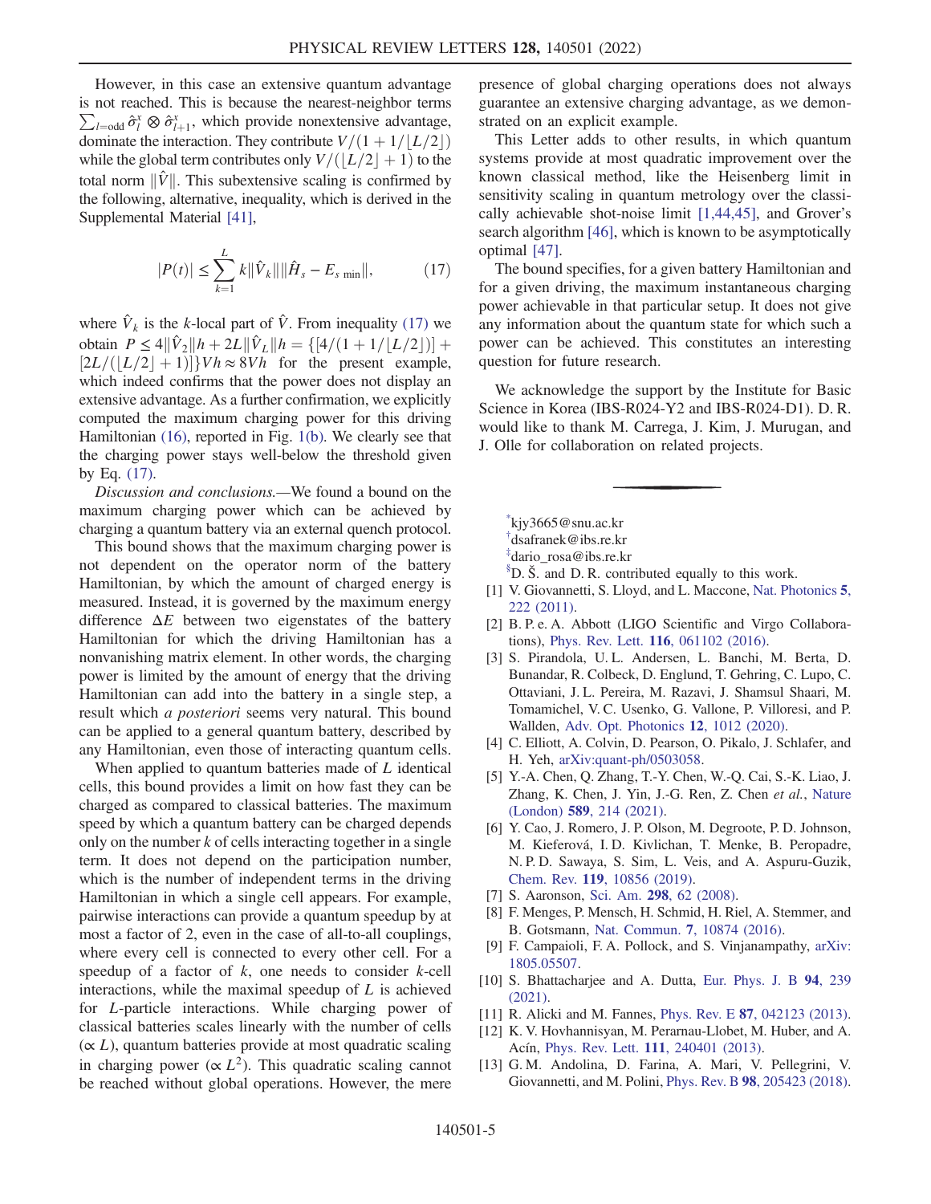However, in this case an extensive quantum advantage is not reached. This is because the nearest-neighbor terms $\sum_{l=\mathrm{odd}} \hat{\sigma}_l^x \otimes \hat{\sigma}_{l+1}^x$, which provide nonextensive advantage, dominate the interaction. They contribute $V/(1+1/\lfloor L/2 \rfloor)$ while the global term contributes only $V/(\lfloor L/2 \rfloor + 1)$ to the total norm $\|\hat{V}\|$. This subextensive scaling is confirmed by the following, alternative, inequality, which is derived in the Supplemental Material [41],

$$|P(t)| \leq \sum_{k=1}^{L} k \|\hat{V}_k\| \|\hat{H}_s - E_{s\,\mathrm{min}}\|, \tag{17}$$

where $\hat{V}_k$ is the $k$-local part of $\hat{V}$. From inequality (17) we obtain $P \leq 4\|\hat{V}_2\| h + 2L \|\hat{V}_L\| h = \{[4/(1+1/\lfloor L/2 \rfloor)] + [2L/(\lfloor L/2 \rfloor + 1)]\} V h \approx 8Vh$ for the present example, which indeed confirms that the power does not display an extensive advantage. As a further confirmation, we explicitly computed the maximum charging power for this driving Hamiltonian (16), reported in Fig. 1(b). We clearly see that the charging power stays well-below the threshold given by Eq. (17).

*Discussion and conclusions.*—We found a bound on the maximum charging power which can be achieved by charging a quantum battery via an external quench protocol.

This bound shows that the maximum charging power is not dependent on the operator norm of the battery Hamiltonian, by which the amount of charged energy is measured. Instead, it is governed by the maximum energy difference $\Delta E$ between two eigenstates of the battery Hamiltonian for which the driving Hamiltonian has a nonvanishing matrix element. In other words, the charging power is limited by the amount of energy that the driving Hamiltonian can add into the battery in a single step, a result which *a posteriori* seems very natural. This bound can be applied to a general quantum battery, described by any Hamiltonian, even those of interacting quantum cells.

When applied to quantum batteries made of $L$ identical cells, this bound provides a limit on how fast they can be charged as compared to classical batteries. The maximum speed by which a quantum battery can be charged depends only on the number $k$ of cells interacting together in a single term. It does not depend on the participation number, which is the number of independent terms in the driving Hamiltonian in which a single cell appears. For example, pairwise interactions can provide a quantum speedup by at most a factor of 2, even in the case of all-to-all couplings, where every cell is connected to every other cell. For a speedup of a factor of $k$, one needs to consider $k$-cell interactions, while the maximal speedup of $L$ is achieved for $L$-particle interactions. While charging power of classical batteries scales linearly with the number of cells ($\propto L$), quantum batteries provide at most quadratic scaling in charging power ($\propto L^2$). This quadratic scaling cannot be reached without global operations. However, the mere presence of global charging operations does not always guarantee an extensive charging advantage, as we demonstrated on an explicit example.

This Letter adds to other results, in which quantum systems provide at most quadratic improvement over the known classical method, like the Heisenberg limit in sensitivity scaling in quantum metrology over the classically achievable shot-noise limit [1,44,45], and Grover's search algorithm [46], which is known to be asymptotically optimal [47].

The bound specifies, for a given battery Hamiltonian and for a given driving, the maximum instantaneous charging power achievable in that particular setup. It does not give any information about the quantum state for which such a power can be achieved. This constitutes an interesting question for future research.

We acknowledge the support by the Institute for Basic Science in Korea (IBS-R024-Y2 and IBS-R024-D1). D. R. would like to thank M. Carrega, J. Kim, J. Murugan, and J. Olle for collaboration on related projects.

---

[*] kjy3665@snu.ac.kr

[†] dsafranek@ibs.re.kr

[‡] dario_rosa@ibs.re.kr

[§] D. Š. and D. R. contributed equally to this work.

[1] V. Giovannetti, S. Lloyd, and L. Maccone, Nat. Photonics **5**, 222 (2011).

[2] B. P. e. A. Abbott (LIGO Scientific and Virgo Collaborations), Phys. Rev. Lett. **116**, 061102 (2016).

[3] S. Pirandola, U. L. Andersen, L. Banchi, M. Berta, D. Bunandar, R. Colbeck, D. Englund, T. Gehring, C. Lupo, C. Ottaviani, J. L. Pereira, M. Razavi, J. Shamsul Shaari, M. Tomamichel, V. C. Usenko, G. Vallone, P. Villoresi, and P. Wallden, Adv. Opt. Photonics **12**, 1012 (2020).

[4] C. Elliott, A. Colvin, D. Pearson, O. Pikalo, J. Schlafer, and H. Yeh, arXiv:quant-ph/0503058.

[5] Y.-A. Chen, Q. Zhang, T.-Y. Chen, W.-Q. Cai, S.-K. Liao, J. Zhang, K. Chen, J. Yin, J.-G. Ren, Z. Chen *et al.*, Nature (London) **589**, 214 (2021).

[6] Y. Cao, J. Romero, J. P. Olson, M. Degroote, P. D. Johnson, M. Kieferová, I. D. Kivlichan, T. Menke, B. Peropadre, N. P. D. Sawaya, S. Sim, L. Veis, and A. Aspuru-Guzik, Chem. Rev. **119**, 10856 (2019).

[7] S. Aaronson, Sci. Am. **298**, 62 (2008).

[8] F. Menges, P. Mensch, H. Schmid, H. Riel, A. Stemmer, and B. Gotsmann, Nat. Commun. **7**, 10874 (2016).

[9] F. Campaioli, F. A. Pollock, and S. Vinjanampathy, arXiv:1805.05507.

[10] S. Bhattacharjee and A. Dutta, Eur. Phys. J. B **94**, 239 (2021).

[11] R. Alicki and M. Fannes, Phys. Rev. E **87**, 042123 (2013).

[12] K. V. Hovhannisyan, M. Perarnau-Llobet, M. Huber, and A. Acín, Phys. Rev. Lett. **111**, 240401 (2013).

[13] G. M. Andolina, D. Farina, A. Mari, V. Pellegrini, V. Giovannetti, and M. Polini, Phys. Rev. B **98**, 205423 (2018).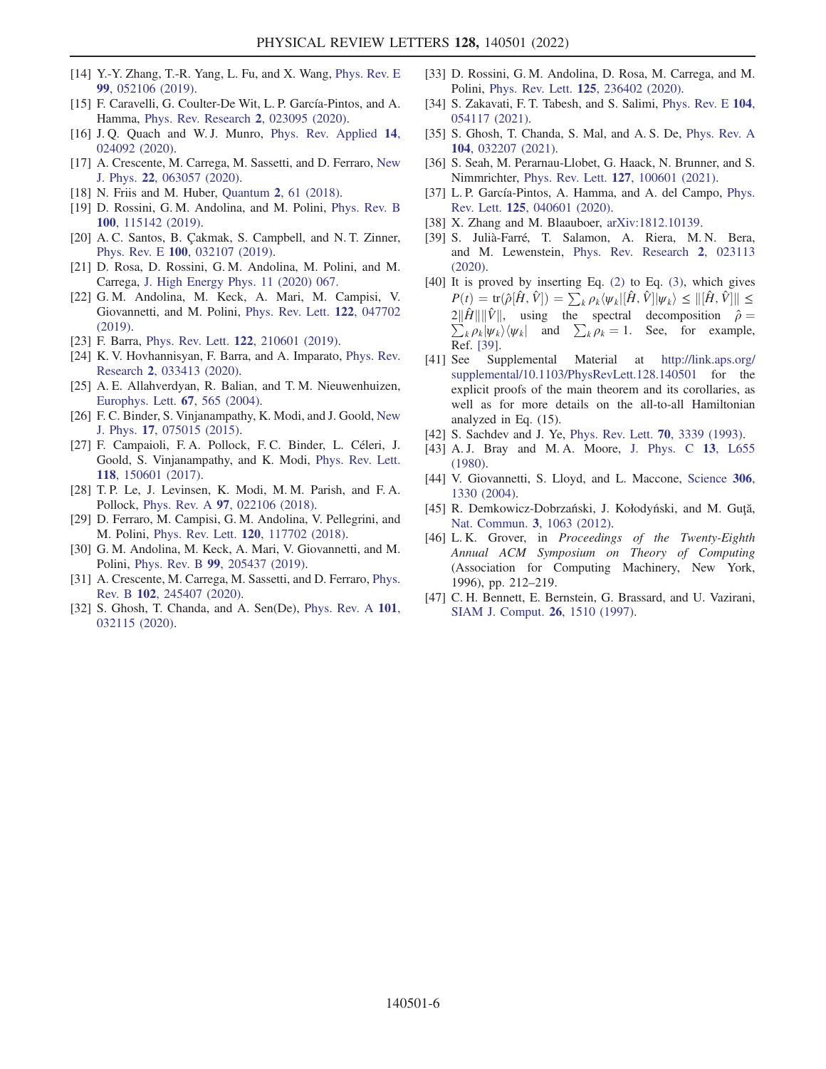[14] Y.-Y. Zhang, T.-R. Yang, L. Fu, and X. Wang, Phys. Rev. E **99**, 052106 (2019).

[15] F. Caravelli, G. Coulter-De Wit, L. P. García-Pintos, and A. Hamma, Phys. Rev. Research **2**, 023095 (2020).

[16] J. Q. Quach and W. J. Munro, Phys. Rev. Applied **14**, 024092 (2020).

[17] A. Crescente, M. Carrega, M. Sassetti, and D. Ferraro, New J. Phys. **22**, 063057 (2020).

[18] N. Friis and M. Huber, Quantum **2**, 61 (2018).

[19] D. Rossini, G. M. Andolina, and M. Polini, Phys. Rev. B **100**, 115142 (2019).

[20] A. C. Santos, B. Çakmak, S. Campbell, and N. T. Zinner, Phys. Rev. E **100**, 032107 (2019).

[21] D. Rosa, D. Rossini, G. M. Andolina, M. Polini, and M. Carrega, J. High Energy Phys. 11 (2020) 067.

[22] G. M. Andolina, M. Keck, A. Mari, M. Campisi, V. Giovannetti, and M. Polini, Phys. Rev. Lett. **122**, 047702 (2019).

[23] F. Barra, Phys. Rev. Lett. **122**, 210601 (2019).

[24] K. V. Hovhannisyan, F. Barra, and A. Imparato, Phys. Rev. Research **2**, 033413 (2020).

[25] A. E. Allahverdyan, R. Balian, and T. M. Nieuwenhuizen, Europhys. Lett. **67**, 565 (2004).

[26] F. C. Binder, S. Vinjanampathy, K. Modi, and J. Goold, New J. Phys. **17**, 075015 (2015).

[27] F. Campaioli, F. A. Pollock, F. C. Binder, L. Céleri, J. Goold, S. Vinjanampathy, and K. Modi, Phys. Rev. Lett. **118**, 150601 (2017).

[28] T. P. Le, J. Levinsen, K. Modi, M. M. Parish, and F. A. Pollock, Phys. Rev. A **97**, 022106 (2018).

[29] D. Ferraro, M. Campisi, G. M. Andolina, V. Pellegrini, and M. Polini, Phys. Rev. Lett. **120**, 117702 (2018).

[30] G. M. Andolina, M. Keck, A. Mari, V. Giovannetti, and M. Polini, Phys. Rev. B **99**, 205437 (2019).

[31] A. Crescente, M. Carrega, M. Sassetti, and D. Ferraro, Phys. Rev. B **102**, 245407 (2020).

[32] S. Ghosh, T. Chanda, and A. Sen(De), Phys. Rev. A **101**, 032115 (2020).

[33] D. Rossini, G. M. Andolina, D. Rosa, M. Carrega, and M. Polini, Phys. Rev. Lett. **125**, 236402 (2020).

[34] S. Zakavati, F. T. Tabesh, and S. Salimi, Phys. Rev. E **104**, 054117 (2021).

[35] S. Ghosh, T. Chanda, S. Mal, and A. S. De, Phys. Rev. A **104**, 032207 (2021).

[36] S. Seah, M. Perarnau-Llobet, G. Haack, N. Brunner, and S. Nimmrichter, Phys. Rev. Lett. **127**, 100601 (2021).

[37] L. P. García-Pintos, A. Hamma, and A. del Campo, Phys. Rev. Lett. **125**, 040601 (2020).

[38] X. Zhang and M. Blaauboer, arXiv:1812.10139.

[39] S. Julià-Farré, T. Salamon, A. Riera, M. N. Bera, and M. Lewenstein, Phys. Rev. Research **2**, 023113 (2020).

[40] It is proved by inserting Eq. (2) to Eq. (3), which gives $P(t) = \mathrm{tr}(\hat{\rho}[\hat{H}, \hat{V}]) = \sum_k \rho_k \langle\psi_k|[\hat{H}, \hat{V}]|\psi_k\rangle \leq \|[\hat{H}, \hat{V}]\| \leq 2\|\hat{H}\|\|\hat{V}\|$, using the spectral decomposition $\hat{\rho} = \sum_k \rho_k |\psi_k\rangle\langle\psi_k|$ and $\sum_k \rho_k = 1$. See, for example, Ref. [39].

[41] See Supplemental Material at http://link.aps.org/supplemental/10.1103/PhysRevLett.128.140501 for the explicit proofs of the main theorem and its corollaries, as well as for more details on the all-to-all Hamiltonian analyzed in Eq. (15).

[42] S. Sachdev and J. Ye, Phys. Rev. Lett. **70**, 3339 (1993).

[43] A. J. Bray and M. A. Moore, J. Phys. C **13**, L655 (1980).

[44] V. Giovannetti, S. Lloyd, and L. Maccone, Science **306**, 1330 (2004).

[45] R. Demkowicz-Dobrzański, J. Kołodyński, and M. Guţă, Nat. Commun. **3**, 1063 (2012).

[46] L. K. Grover, in *Proceedings of the Twenty-Eighth Annual ACM Symposium on Theory of Computing* (Association for Computing Machinery, New York, 1996), pp. 212–219.

[47] C. H. Bennett, E. Bernstein, G. Brassard, and U. Vazirani, SIAM J. Comput. **26**, 1510 (1997).